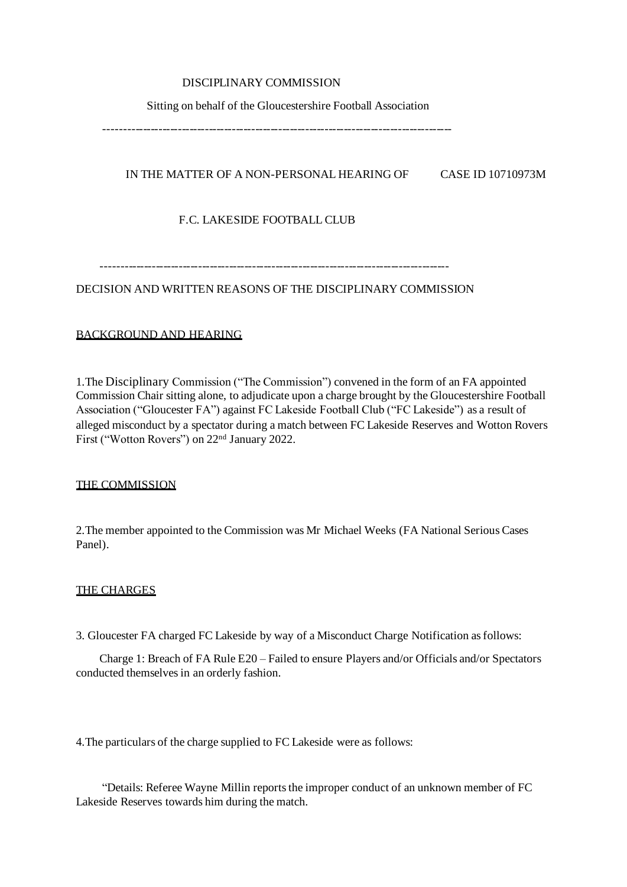DISCIPLINARY COMMISSION

Sitting on behalf of the Gloucestershire Football Association

---

IN THE MATTER OF A NON-PERSONAL HEARING OF CASE ID 10710973M

F.C. LAKESIDE FOOTBALL CLUB

---

DECISION AND WRITTEN REASONS OF THE DISCIPLINARY COMMISSION

## BACKGROUND AND HEARING

1.The Disciplinary Commission ("The Commission") convened in the form of an FA appointed Commission Chair sitting alone, to adjudicate upon a charge brought by the Gloucestershire Football Association ("Gloucester FA") against FC Lakeside Football Club ("FC Lakeside") as a result of alleged misconduct by a spectator during a match between FC Lakeside Reserves and Wotton Rovers First ("Wotton Rovers") on 22nd January 2022.

## THE COMMISSION

2.The member appointed to the Commission was Mr Michael Weeks (FA National Serious Cases Panel).

## THE CHARGES

3. Gloucester FA charged FC Lakeside by way of a Misconduct Charge Notification as follows:

Charge 1: Breach of FA Rule E20 – Failed to ensure Players and/or Officials and/or Spectators conducted themselves in an orderly fashion.

4.The particulars of the charge supplied to FC Lakeside were as follows:

"Details: Referee Wayne Millin reports the improper conduct of an unknown member of FC Lakeside Reserves towards him during the match.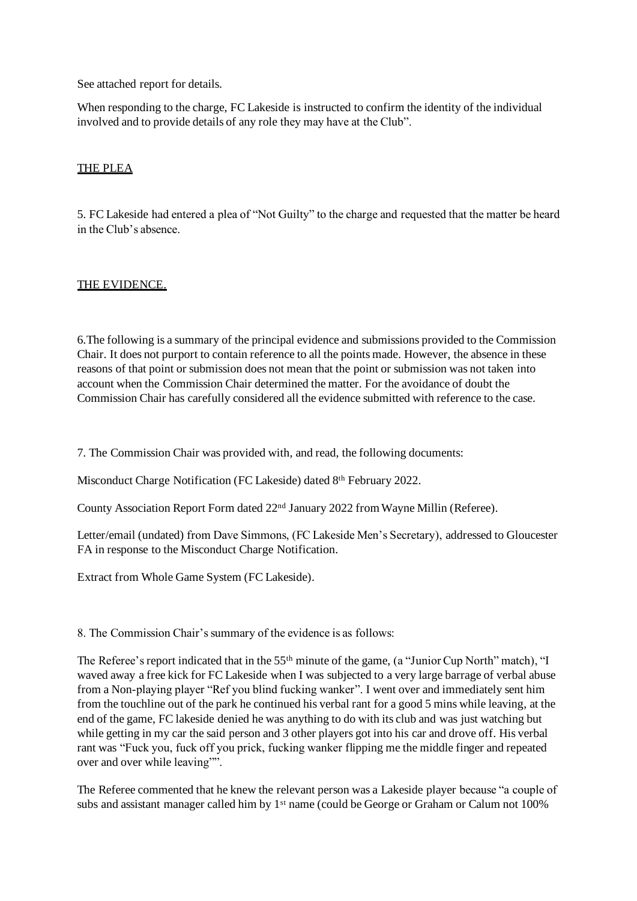See attached report for details.

When responding to the charge, FC Lakeside is instructed to confirm the identity of the individual involved and to provide details of any role they may have at the Club".

## THE PLEA

5. FC Lakeside had entered a plea of "Not Guilty" to the charge and requested that the matter be heard in the Club's absence.

## THE EVIDENCE.

6.The following is a summary of the principal evidence and submissions provided to the Commission Chair. It does not purport to contain reference to all the points made. However, the absence in these reasons of that point or submission does not mean that the point or submission was not taken into account when the Commission Chair determined the matter. For the avoidance of doubt the Commission Chair has carefully considered all the evidence submitted with reference to the case.

7. The Commission Chair was provided with, and read, the following documents:

Misconduct Charge Notification (FC Lakeside) dated 8th February 2022.

County Association Report Form dated 22nd January 2022 from Wayne Millin (Referee).

Letter/email (undated) from Dave Simmons, (FC Lakeside Men's Secretary), addressed to Gloucester FA in response to the Misconduct Charge Notification.

Extract from Whole Game System (FC Lakeside).

8. The Commission Chair's summary of the evidence is as follows:

The Referee's report indicated that in the 55th minute of the game, (a "Junior Cup North" match), "I waved away a free kick for FC Lakeside when I was subjected to a very large barrage of verbal abuse from a Non-playing player "Ref you blind fucking wanker". I went over and immediately sent him from the touchline out of the park he continued his verbal rant for a good 5 mins while leaving, at the end of the game, FC lakeside denied he was anything to do with its club and was just watching but while getting in my car the said person and 3 other players got into his car and drove off. His verbal rant was "Fuck you, fuck off you prick, fucking wanker flipping me the middle finger and repeated over and over while leaving"".

The Referee commented that he knew the relevant person was a Lakeside player because "a couple of subs and assistant manager called him by 1st name (could be George or Graham or Calum not 100%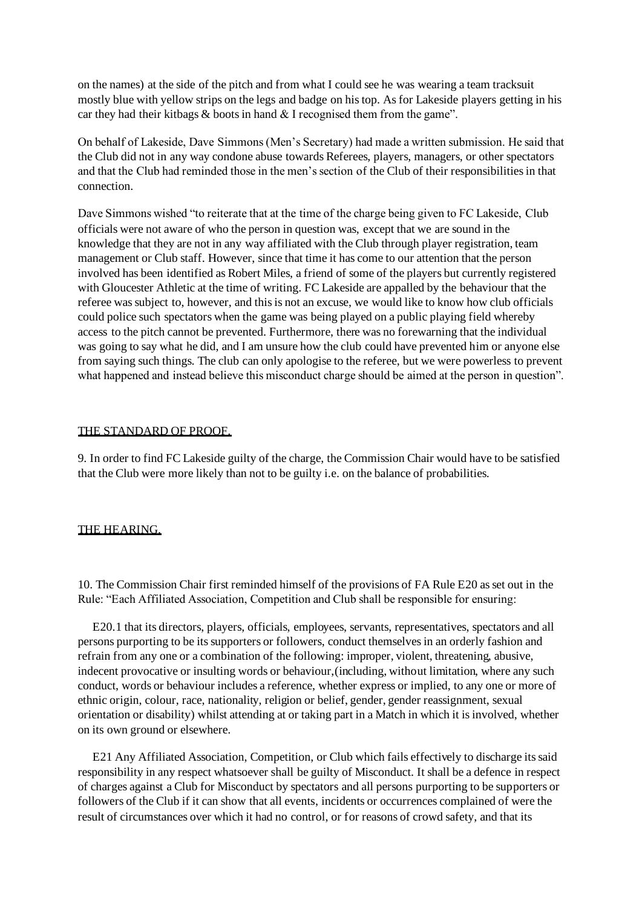on the names) at the side of the pitch and from what I could see he was wearing a team tracksuit mostly blue with yellow strips on the legs and badge on his top. As for Lakeside players getting in his car they had their kitbags & boots in hand & I recognised them from the game".

On behalf of Lakeside, Dave Simmons (Men's Secretary) had made a written submission. He said that the Club did not in any way condone abuse towards Referees, players, managers, or other spectators and that the Club had reminded those in the men's section of the Club of their responsibilities in that connection.

Dave Simmons wished "to reiterate that at the time of the charge being given to FC Lakeside, Club officials were not aware of who the person in question was, except that we are sound in the knowledge that they are not in any way affiliated with the Club through player registration, team management or Club staff. However, since that time it has come to our attention that the person involved has been identified as Robert Miles, a friend of some of the players but currently registered with Gloucester Athletic at the time of writing. FC Lakeside are appalled by the behaviour that the referee was subject to, however, and this is not an excuse, we would like to know how club officials could police such spectators when the game was being played on a public playing field whereby access to the pitch cannot be prevented. Furthermore, there was no forewarning that the individual was going to say what he did, and I am unsure how the club could have prevented him or anyone else from saying such things. The club can only apologise to the referee, but we were powerless to prevent what happened and instead believe this misconduct charge should be aimed at the person in question".

## THE STANDARD OF PROOF.

9. In order to find FC Lakeside guilty of the charge, the Commission Chair would have to be satisfied that the Club were more likely than not to be guilty i.e. on the balance of probabilities.

## THE HEARING.

10. The Commission Chair first reminded himself of the provisions of FA Rule E20 as set out in the Rule: "Each Affiliated Association, Competition and Club shall be responsible for ensuring:

E20.1 that its directors, players, officials, employees, servants, representatives, spectators and all persons purporting to be its supporters or followers, conduct themselves in an orderly fashion and refrain from any one or a combination of the following: improper, violent, threatening, abusive, indecent provocative or insulting words or behaviour,(including, without limitation, where any such conduct, words or behaviour includes a reference, whether express or implied, to any one or more of ethnic origin, colour, race, nationality, religion or belief, gender, gender reassignment, sexual orientation or disability) whilst attending at or taking part in a Match in which it is involved, whether on its own ground or elsewhere.

E21 Any Affiliated Association, Competition, or Club which fails effectively to discharge its said responsibility in any respect whatsoever shall be guilty of Misconduct. It shall be a defence in respect of charges against a Club for Misconduct by spectators and all persons purporting to be supporters or followers of the Club if it can show that all events, incidents or occurrences complained of were the result of circumstances over which it had no control, or for reasons of crowd safety, and that its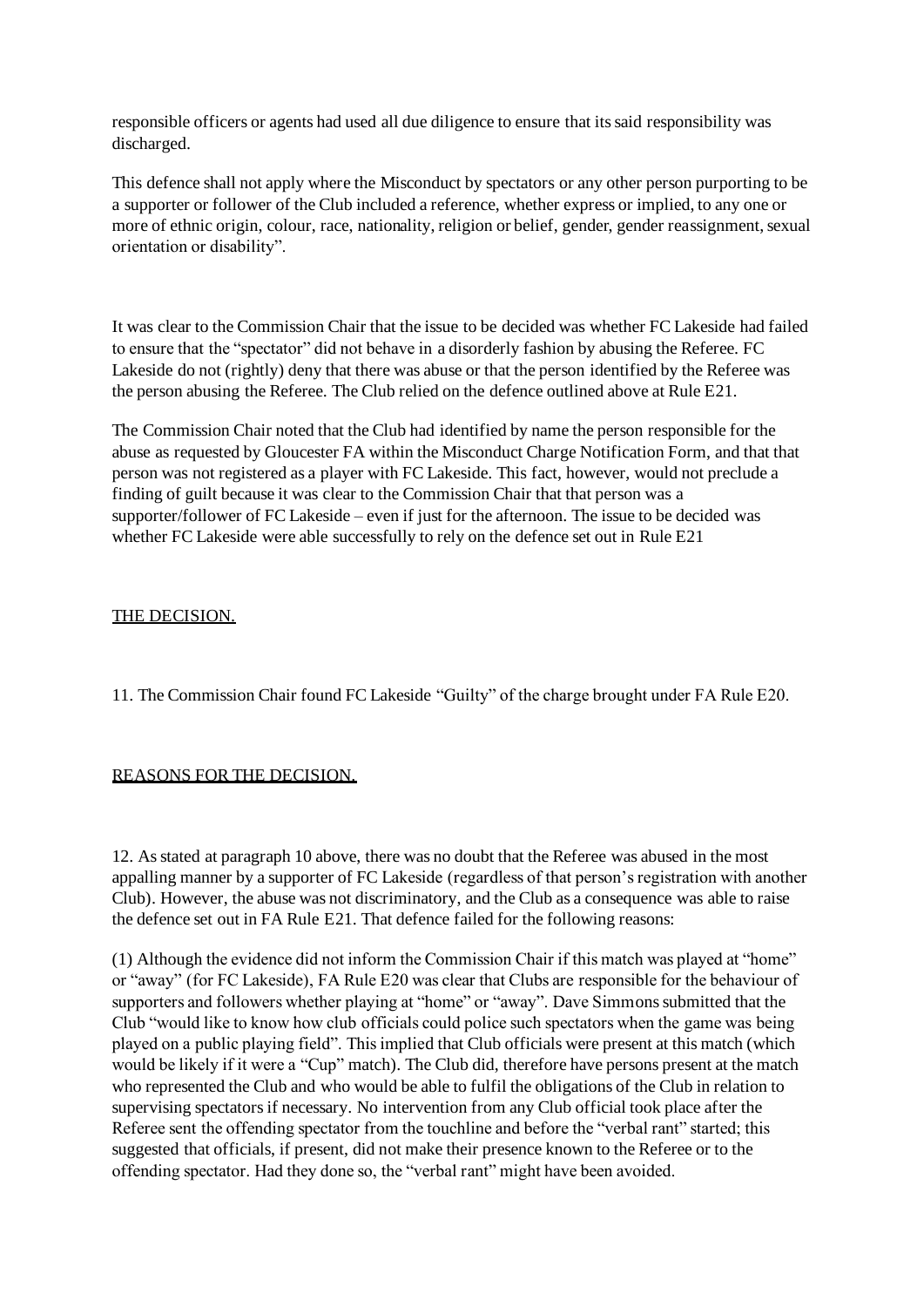responsible officers or agents had used all due diligence to ensure that its said responsibility was discharged.

This defence shall not apply where the Misconduct by spectators or any other person purporting to be a supporter or follower of the Club included a reference, whether express or implied, to any one or more of ethnic origin, colour, race, nationality, religion or belief, gender, gender reassignment, sexual orientation or disability".

It was clear to the Commission Chair that the issue to be decided was whether FC Lakeside had failed to ensure that the "spectator" did not behave in a disorderly fashion by abusing the Referee. FC Lakeside do not (rightly) deny that there was abuse or that the person identified by the Referee was the person abusing the Referee. The Club relied on the defence outlined above at Rule E21.

The Commission Chair noted that the Club had identified by name the person responsible for the abuse as requested by Gloucester FA within the Misconduct Charge Notification Form, and that that person was not registered as a player with FC Lakeside. This fact, however, would not preclude a finding of guilt because it was clear to the Commission Chair that that person was a supporter/follower of FC Lakeside – even if just for the afternoon. The issue to be decided was whether FC Lakeside were able successfully to rely on the defence set out in Rule E21

## THE DECISION.

11. The Commission Chair found FC Lakeside "Guilty" of the charge brought under FA Rule E20.

## REASONS FOR THE DECISION.

12. As stated at paragraph 10 above, there was no doubt that the Referee was abused in the most appalling manner by a supporter of FC Lakeside (regardless of that person's registration with another Club). However, the abuse was not discriminatory, and the Club as a consequence was able to raise the defence set out in FA Rule E21. That defence failed for the following reasons:

(1) Although the evidence did not inform the Commission Chair if this match was played at "home" or "away" (for FC Lakeside), FA Rule E20 was clear that Clubs are responsible for the behaviour of supporters and followers whether playing at "home" or "away". Dave Simmons submitted that the Club "would like to know how club officials could police such spectators when the game was being played on a public playing field". This implied that Club officials were present at this match (which would be likely if it were a "Cup" match). The Club did, therefore have persons present at the match who represented the Club and who would be able to fulfil the obligations of the Club in relation to supervising spectators if necessary. No intervention from any Club official took place after the Referee sent the offending spectator from the touchline and before the "verbal rant" started; this suggested that officials, if present, did not make their presence known to the Referee or to the offending spectator. Had they done so, the "verbal rant" might have been avoided.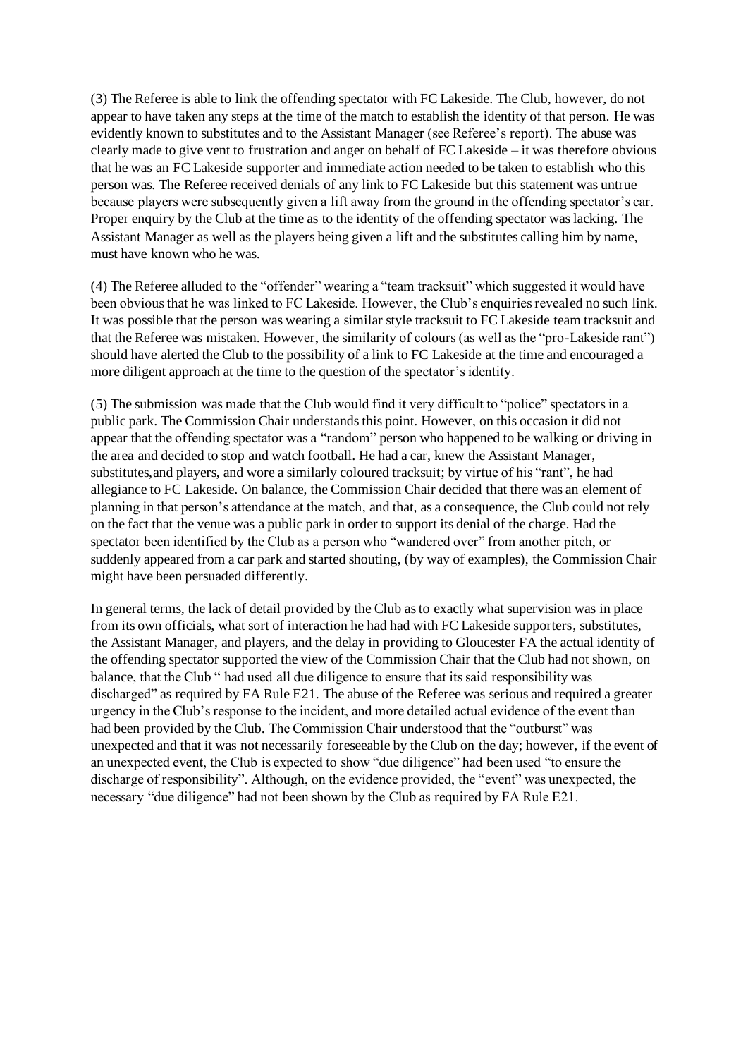(3) The Referee is able to link the offending spectator with FC Lakeside. The Club, however, do not appear to have taken any steps at the time of the match to establish the identity of that person. He was evidently known to substitutes and to the Assistant Manager (see Referee's report). The abuse was clearly made to give vent to frustration and anger on behalf of FC Lakeside – it was therefore obvious that he was an FC Lakeside supporter and immediate action needed to be taken to establish who this person was. The Referee received denials of any link to FC Lakeside but this statement was untrue because players were subsequently given a lift away from the ground in the offending spectator's car. Proper enquiry by the Club at the time as to the identity of the offending spectator was lacking. The Assistant Manager as well as the players being given a lift and the substitutes calling him by name, must have known who he was.

(4) The Referee alluded to the "offender" wearing a "team tracksuit" which suggested it would have been obvious that he was linked to FC Lakeside. However, the Club's enquiries revealed no such link. It was possible that the person was wearing a similar style tracksuit to FC Lakeside team tracksuit and that the Referee was mistaken. However, the similarity of colours (as well as the "pro-Lakeside rant") should have alerted the Club to the possibility of a link to FC Lakeside at the time and encouraged a more diligent approach at the time to the question of the spectator's identity.

(5) The submission was made that the Club would find it very difficult to "police" spectators in a public park. The Commission Chair understands this point. However, on this occasion it did not appear that the offending spectator was a "random" person who happened to be walking or driving in the area and decided to stop and watch football. He had a car, knew the Assistant Manager, substitutes,and players, and wore a similarly coloured tracksuit; by virtue of his "rant", he had allegiance to FC Lakeside. On balance, the Commission Chair decided that there was an element of planning in that person's attendance at the match, and that, as a consequence, the Club could not rely on the fact that the venue was a public park in order to support its denial of the charge. Had the spectator been identified by the Club as a person who "wandered over" from another pitch, or suddenly appeared from a car park and started shouting, (by way of examples), the Commission Chair might have been persuaded differently.

In general terms, the lack of detail provided by the Club as to exactly what supervision was in place from its own officials, what sort of interaction he had had with FC Lakeside supporters, substitutes, the Assistant Manager, and players, and the delay in providing to Gloucester FA the actual identity of the offending spectator supported the view of the Commission Chair that the Club had not shown, on balance, that the Club " had used all due diligence to ensure that its said responsibility was discharged" as required by FA Rule E21. The abuse of the Referee was serious and required a greater urgency in the Club's response to the incident, and more detailed actual evidence of the event than had been provided by the Club. The Commission Chair understood that the "outburst" was unexpected and that it was not necessarily foreseeable by the Club on the day; however, if the event of an unexpected event, the Club is expected to show "due diligence" had been used "to ensure the discharge of responsibility". Although, on the evidence provided, the "event" was unexpected, the necessary "due diligence" had not been shown by the Club as required by FA Rule E21.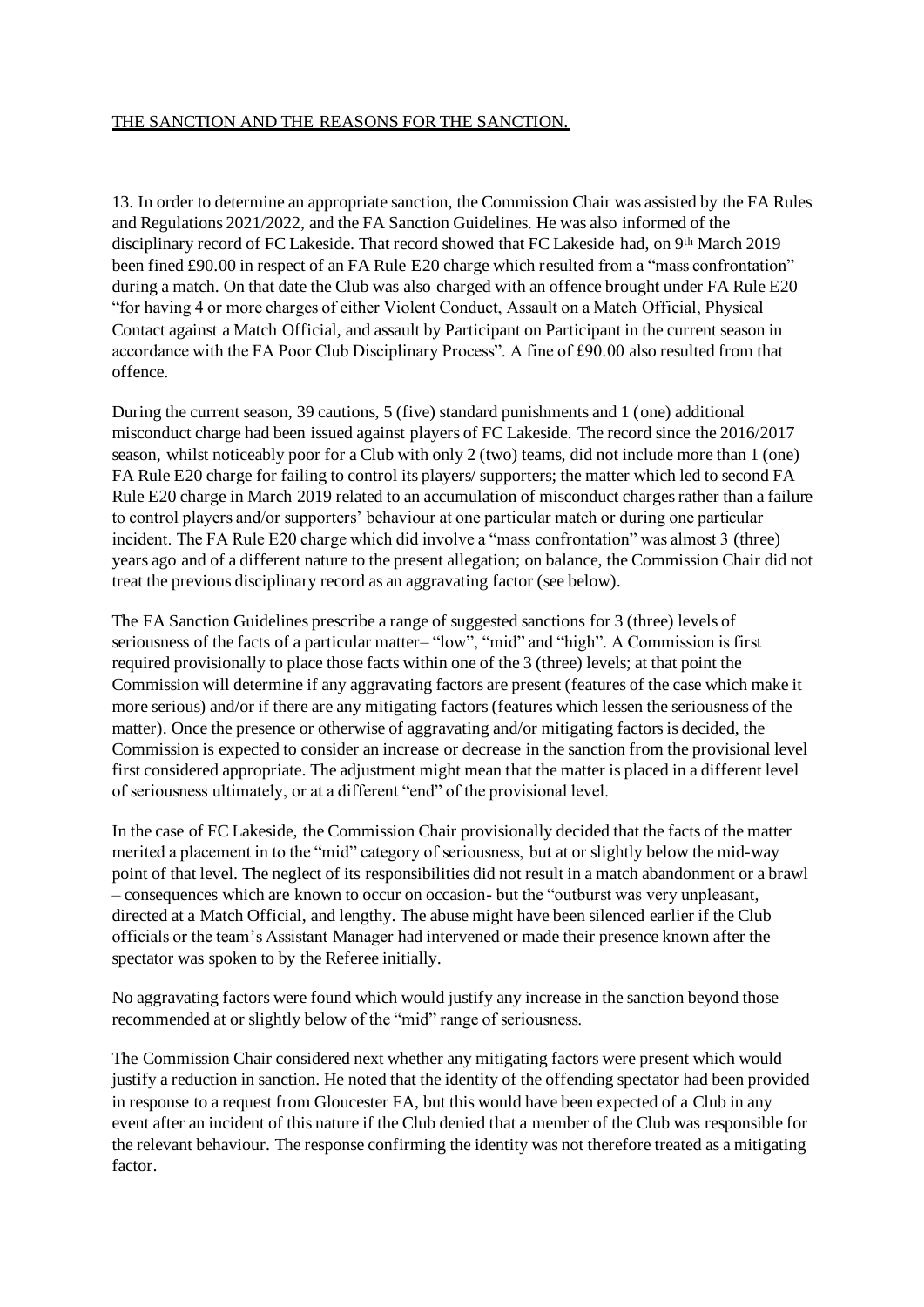THE SANCTION AND THE REASONS FOR THE SANCTION.

13. In order to determine an appropriate sanction, the Commission Chair was assisted by the FA Rules and Regulations 2021/2022, and the FA Sanction Guidelines. He was also informed of the disciplinary record of FC Lakeside. That record showed that FC Lakeside had, on 9th March 2019 been fined £90.00 in respect of an FA Rule E20 charge which resulted from a "mass confrontation" during a match. On that date the Club was also charged with an offence brought under FA Rule E20 "for having 4 or more charges of either Violent Conduct, Assault on a Match Official, Physical Contact against a Match Official, and assault by Participant on Participant in the current season in accordance with the FA Poor Club Disciplinary Process". A fine of £90.00 also resulted from that offence.

During the current season, 39 cautions, 5 (five) standard punishments and 1 (one) additional misconduct charge had been issued against players of FC Lakeside. The record since the 2016/2017 season, whilst noticeably poor for a Club with only 2 (two) teams, did not include more than 1 (one) FA Rule E20 charge for failing to control its players/ supporters; the matter which led to second FA Rule E20 charge in March 2019 related to an accumulation of misconduct charges rather than a failure to control players and/or supporters' behaviour at one particular match or during one particular incident. The FA Rule E20 charge which did involve a "mass confrontation" was almost 3 (three) years ago and of a different nature to the present allegation; on balance, the Commission Chair did not treat the previous disciplinary record as an aggravating factor (see below).

The FA Sanction Guidelines prescribe a range of suggested sanctions for 3 (three) levels of seriousness of the facts of a particular matter– "low", "mid" and "high". A Commission is first required provisionally to place those facts within one of the 3 (three) levels; at that point the Commission will determine if any aggravating factors are present (features of the case which make it more serious) and/or if there are any mitigating factors (features which lessen the seriousness of the matter). Once the presence or otherwise of aggravating and/or mitigating factors is decided, the Commission is expected to consider an increase or decrease in the sanction from the provisional level first considered appropriate. The adjustment might mean that the matter is placed in a different level of seriousness ultimately, or at a different "end" of the provisional level.

In the case of FC Lakeside, the Commission Chair provisionally decided that the facts of the matter merited a placement in to the "mid" category of seriousness, but at or slightly below the mid-way point of that level. The neglect of its responsibilities did not result in a match abandonment or a brawl – consequences which are known to occur on occasion- but the "outburst was very unpleasant, directed at a Match Official, and lengthy. The abuse might have been silenced earlier if the Club officials or the team's Assistant Manager had intervened or made their presence known after the spectator was spoken to by the Referee initially.

No aggravating factors were found which would justify any increase in the sanction beyond those recommended at or slightly below of the "mid" range of seriousness.

The Commission Chair considered next whether any mitigating factors were present which would justify a reduction in sanction. He noted that the identity of the offending spectator had been provided in response to a request from Gloucester FA, but this would have been expected of a Club in any event after an incident of this nature if the Club denied that a member of the Club was responsible for the relevant behaviour. The response confirming the identity was not therefore treated as a mitigating factor.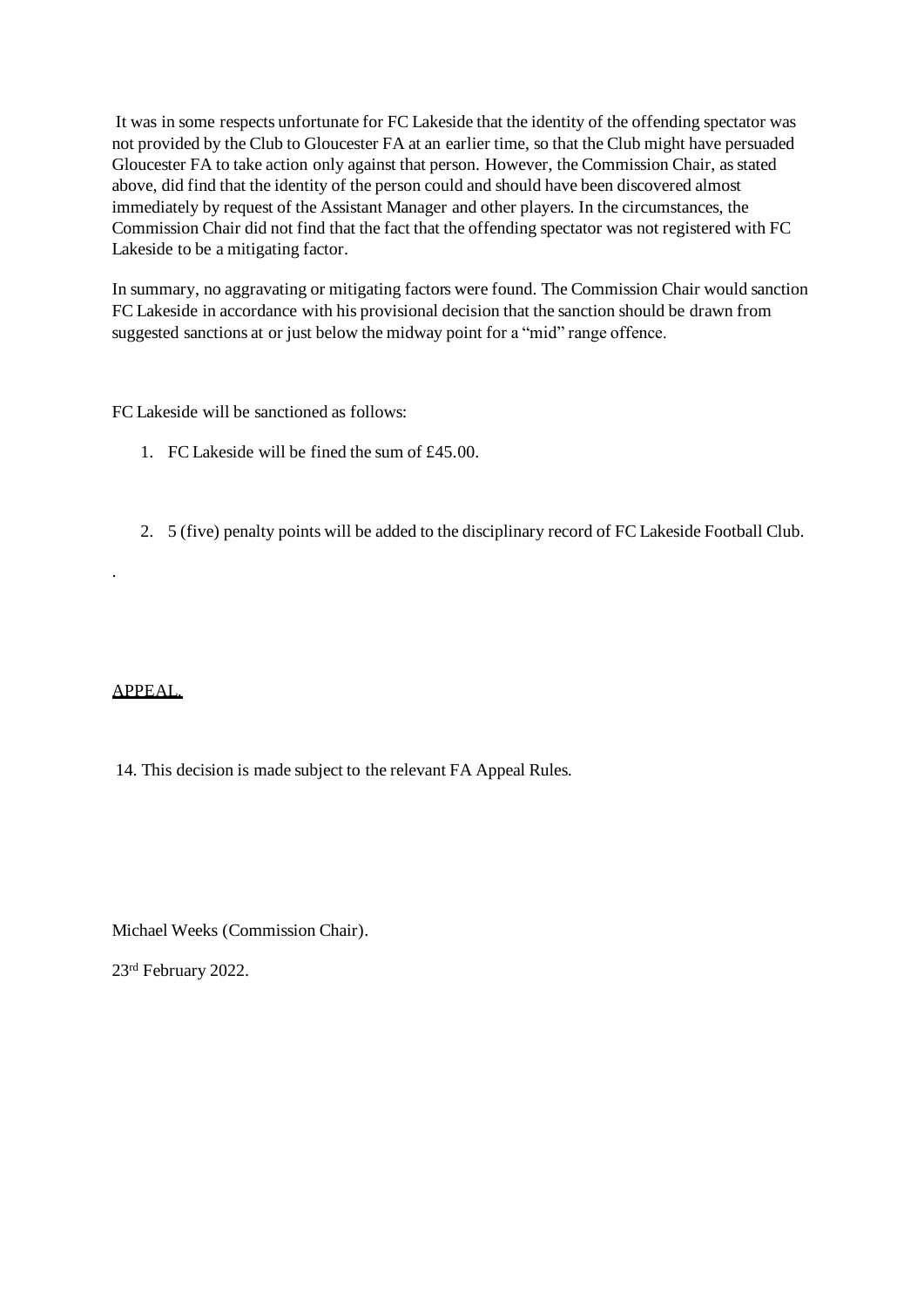It was in some respects unfortunate for FC Lakeside that the identity of the offending spectator was not provided by the Club to Gloucester FA at an earlier time, so that the Club might have persuaded Gloucester FA to take action only against that person. However, the Commission Chair, as stated above, did find that the identity of the person could and should have been discovered almost immediately by request of the Assistant Manager and other players. In the circumstances, the Commission Chair did not find that the fact that the offending spectator was not registered with FC Lakeside to be a mitigating factor.

In summary, no aggravating or mitigating factors were found. The Commission Chair would sanction FC Lakeside in accordance with his provisional decision that the sanction should be drawn from suggested sanctions at or just below the midway point for a "mid" range offence.

FC Lakeside will be sanctioned as follows:

1. FC Lakeside will be fined the sum of £45.00.

2. 5 (five) penalty points will be added to the disciplinary record of FC Lakeside Football Club.

.

APPEAL.

14. This decision is made subject to the relevant FA Appeal Rules.

Michael Weeks (Commission Chair).

23rd February 2022.